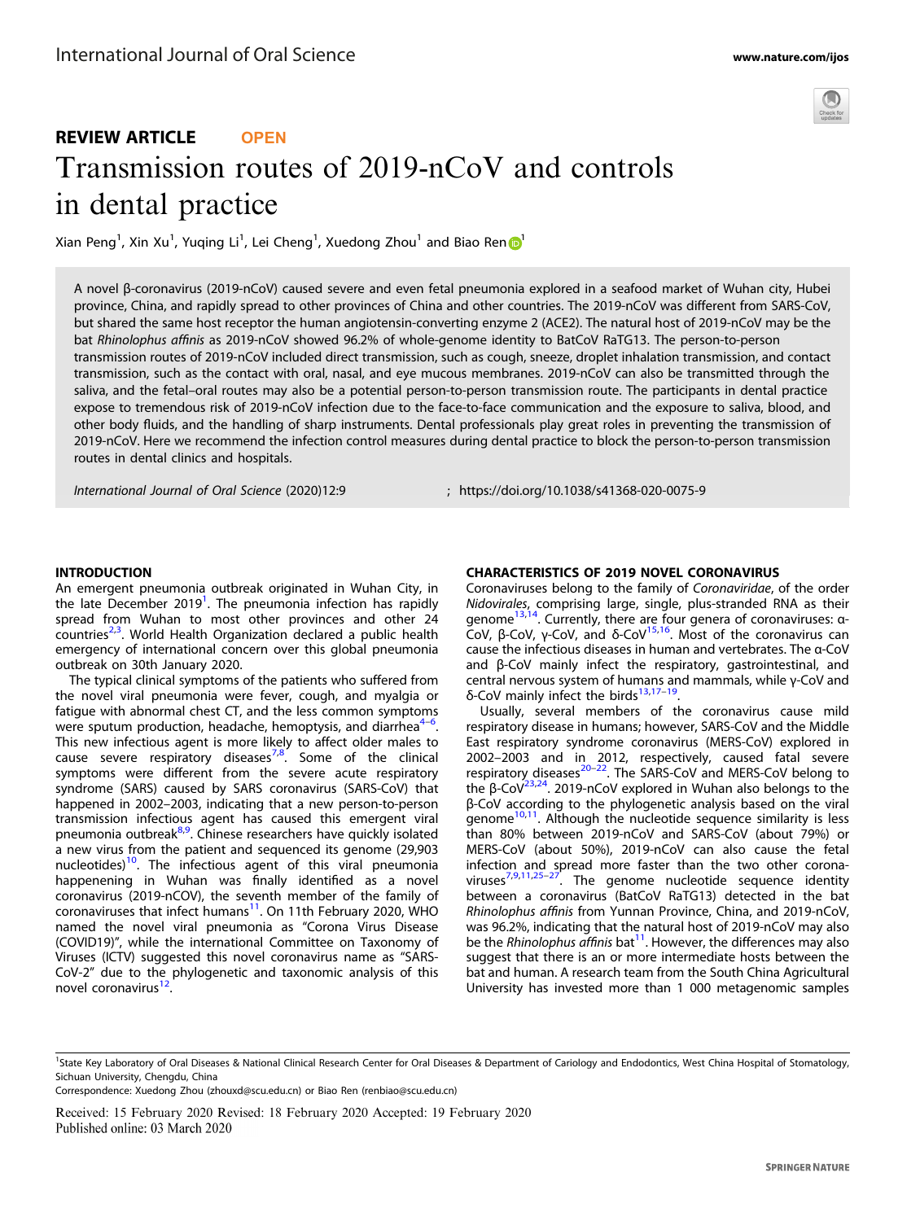REVIEW ARTICLE OPEN

# Transmission routes of 2019-nCoV and controls in dental practice

Xian Peng[1], Xin Xu[1], Yuqing Li[1], Lei Cheng[1], Xuedong Zhou[1] and Biao Ren[1]

A novel β-coronavirus (2019-nCoV) caused severe and even fetal pneumonia explored in a seafood market of Wuhan city, Hubei province, China, and rapidly spread to other provinces of China and other countries. The 2019-nCoV was different from SARS-CoV, but shared the same host receptor the human angiotensin-converting enzyme 2 (ACE2). The natural host of 2019-nCoV may be the bat *Rhinolophus affinis* as 2019-nCoV showed 96.2% of whole-genome identity to BatCoV RaTG13. The person-to-person transmission routes of 2019-nCoV included direct transmission, such as cough, sneeze, droplet inhalation transmission, and contact transmission, such as the contact with oral, nasal, and eye mucous membranes. 2019-nCoV can also be transmitted through the saliva, and the fetal–oral routes may also be a potential person-to-person transmission route. The participants in dental practice expose to tremendous risk of 2019-nCoV infection due to the face-to-face communication and the exposure to saliva, blood, and other body fluids, and the handling of sharp instruments. Dental professionals play great roles in preventing the transmission of 2019-nCoV. Here we recommend the infection control measures during dental practice to block the person-to-person transmission routes in dental clinics and hospitals.

International Journal of Oral Science (2020)12:9 ; https://doi.org/10.1038/s41368-020-0075-9

## INTRODUCTION

An emergent pneumonia outbreak originated in Wuhan City, in the late December 2019[1]. The pneumonia infection has rapidly spread from Wuhan to most other provinces and other 24 countries[2,3]. World Health Organization declared a public health emergency of international concern over this global pneumonia outbreak on 30th January 2020.

The typical clinical symptoms of the patients who suffered from the novel viral pneumonia were fever, cough, and myalgia or fatigue with abnormal chest CT, and the less common symptoms were sputum production, headache, hemoptysis, and diarrhea[4–6]. This new infectious agent is more likely to affect older males to cause severe respiratory diseases[7,8]. Some of the clinical symptoms were different from the severe acute respiratory syndrome (SARS) caused by SARS coronavirus (SARS-CoV) that happened in 2002–2003, indicating that a new person-to-person transmission infectious agent has caused this emergent viral pneumonia outbreak[8,9]. Chinese researchers have quickly isolated a new virus from the patient and sequenced its genome (29,903 nucleotides)[10]. The infectious agent of this viral pneumonia happening in Wuhan was finally identified as a novel coronavirus (2019-nCOV), the seventh member of the family of coronaviruses that infect humans[11]. On 11th February 2020, WHO named the novel viral pneumonia as "Corona Virus Disease (COVID19)", while the international Committee on Taxonomy of Viruses (ICTV) suggested this novel coronavirus name as "SARS-CoV-2" due to the phylogenetic and taxonomic analysis of this novel coronavirus[12].

## CHARACTERISTICS OF 2019 NOVEL CORONAVIRUS

Coronaviruses belong to the family of *Coronaviridae*, of the order *Nidovirales*, comprising large, single, plus-stranded RNA as their genome[13,14]. Currently, there are four genera of coronaviruses: α-CoV, β-CoV, γ-CoV, and δ-CoV[15,16]. Most of the coronavirus can cause the infectious diseases in human and vertebrates. The α-CoV and β-CoV mainly infect the respiratory, gastrointestinal, and central nervous system of humans and mammals, while γ-CoV and δ-CoV mainly infect the birds[13,17–19].

Usually, several members of the coronavirus cause mild respiratory disease in humans; however, SARS-CoV and the Middle East respiratory syndrome coronavirus (MERS-CoV) explored in 2002–2003 and in 2012, respectively, caused fatal severe respiratory diseases[20–22]. The SARS-CoV and MERS-CoV belong to the β-CoV[23,24]. 2019-nCoV explored in Wuhan also belongs to the β-CoV according to the phylogenetic analysis based on the viral genome[10,11]. Although the nucleotide sequence similarity is less than 80% between 2019-nCoV and SARS-CoV (about 79%) or MERS-CoV (about 50%), 2019-nCoV can also cause the fetal infection and spread more faster than the two other coronaviruses[7,9,11,25–27]. The genome nucleotide sequence identity between a coronavirus (BatCoV RaTG13) detected in the bat *Rhinolophus affinis* from Yunnan Province, China, and 2019-nCoV, was 96.2%, indicating that the natural host of 2019-nCoV may also be the *Rhinolophus affinis* bat[11]. However, the differences may also suggest that there is an or more intermediate hosts between the bat and human. A research team from the South China Agricultural University has invested more than 1 000 metagenomic samples

[1]State Key Laboratory of Oral Diseases & National Clinical Research Center for Oral Diseases & Department of Cariology and Endodontics, West China Hospital of Stomatology, Sichuan University, Chengdu, China
Correspondence: Xuedong Zhou (zhouxd@scu.edu.cn) or Biao Ren (renbiao@scu.edu.cn)

Received: 15 February 2020 Revised: 18 February 2020 Accepted: 19 February 2020
Published online: 03 March 2020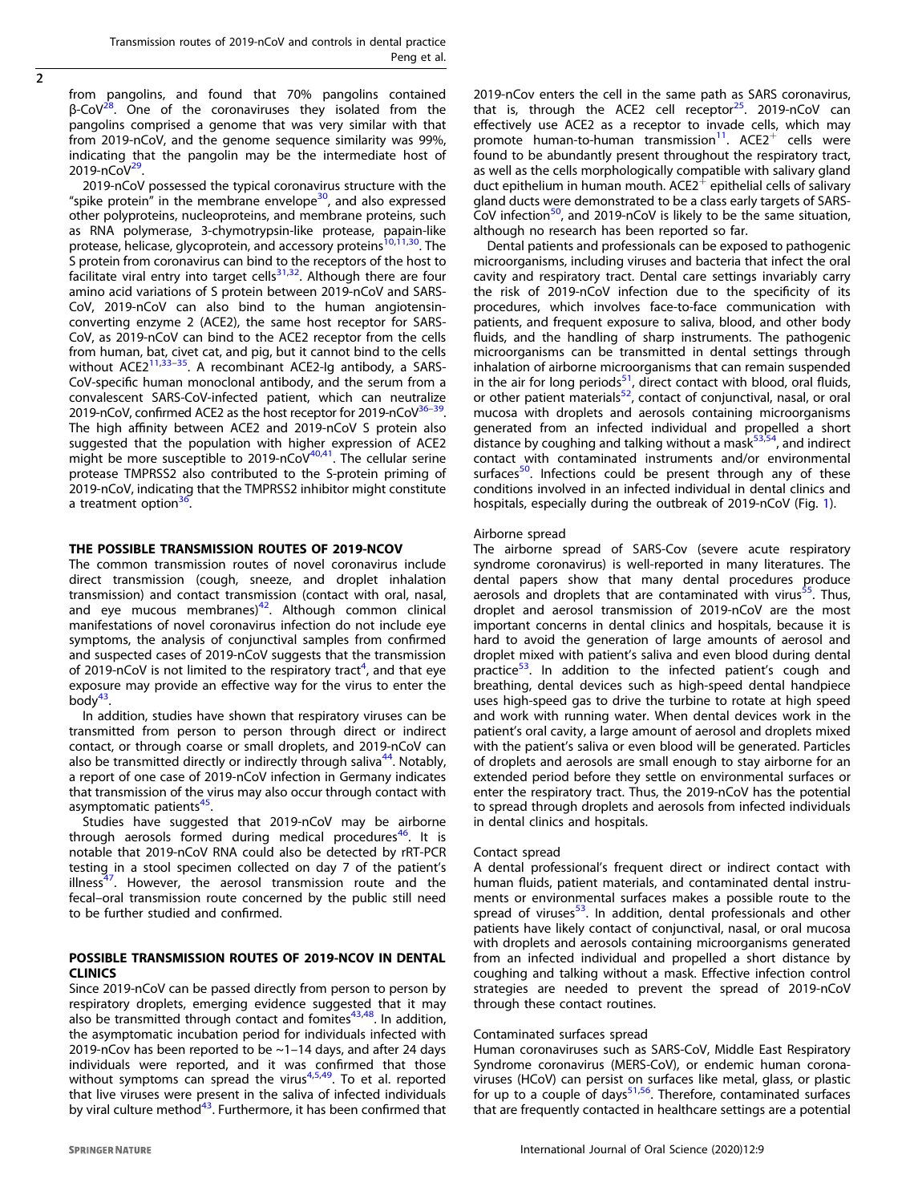from pangolins, and found that 70% pangolins contained β-CoV[28]. One of the coronaviruses they isolated from the pangolins comprised a genome that was very similar with that from 2019-nCoV, and the genome sequence similarity was 99%, indicating that the pangolin may be the intermediate host of 2019-nCoV[29].

2019-nCoV possessed the typical coronavirus structure with the "spike protein" in the membrane envelope[30], and also expressed other polyproteins, nucleoproteins, and membrane proteins, such as RNA polymerase, 3-chymotrypsin-like protease, papain-like protease, helicase, glycoprotein, and accessory proteins[10,11,30]. The S protein from coronavirus can bind to the receptors of the host to facilitate viral entry into target cells[31,32]. Although there are four amino acid variations of S protein between 2019-nCoV and SARS-CoV, 2019-nCoV can also bind to the human angiotensin-converting enzyme 2 (ACE2), the same host receptor for SARS-CoV, as 2019-nCoV can bind to the ACE2 receptor from the cells from human, bat, civet cat, and pig, but it cannot bind to the cells without ACE2[11,33–35]. A recombinant ACE2-Ig antibody, a SARS-CoV-specific human monoclonal antibody, and the serum from a convalescent SARS-CoV-infected patient, which can neutralize 2019-nCoV, confirmed ACE2 as the host receptor for 2019-nCoV[36–39]. The high affinity between ACE2 and 2019-nCoV S protein also suggested that the population with higher expression of ACE2 might be more susceptible to 2019-nCoV[40,41]. The cellular serine protease TMPRSS2 also contributed to the S-protein priming of 2019-nCoV, indicating that the TMPRSS2 inhibitor might constitute a treatment option[36].

## THE POSSIBLE TRANSMISSION ROUTES OF 2019-NCOV

The common transmission routes of novel coronavirus include direct transmission (cough, sneeze, and droplet inhalation transmission) and contact transmission (contact with oral, nasal, and eye mucous membranes)[42]. Although common clinical manifestations of novel coronavirus infection do not include eye symptoms, the analysis of conjunctival samples from confirmed and suspected cases of 2019-nCoV suggests that the transmission of 2019-nCoV is not limited to the respiratory tract[4], and that eye exposure may provide an effective way for the virus to enter the body[43].

In addition, studies have shown that respiratory viruses can be transmitted from person to person through direct or indirect contact, or through coarse or small droplets, and 2019-nCoV can also be transmitted directly or indirectly through saliva[44]. Notably, a report of one case of 2019-nCoV infection in Germany indicates that transmission of the virus may also occur through contact with asymptomatic patients[45].

Studies have suggested that 2019-nCoV may be airborne through aerosols formed during medical procedures[46]. It is notable that 2019-nCoV RNA could also be detected by rRT-PCR testing in a stool specimen collected on day 7 of the patient's illness[47]. However, the aerosol transmission route and the fecal–oral transmission route concerned by the public still need to be further studied and confirmed.

## POSSIBLE TRANSMISSION ROUTES OF 2019-NCOV IN DENTAL CLINICS

Since 2019-nCoV can be passed directly from person to person by respiratory droplets, emerging evidence suggested that it may also be transmitted through contact and fomites[43,48]. In addition, the asymptomatic incubation period for individuals infected with 2019-nCov has been reported to be ~1–14 days, and after 24 days individuals were reported, and it was confirmed that those without symptoms can spread the virus[4,5,49]. To et al. reported that live viruses were present in the saliva of infected individuals by viral culture method[43]. Furthermore, it has been confirmed that 2019-nCov enters the cell in the same path as SARS coronavirus, that is, through the ACE2 cell receptor[25]. 2019-nCoV can effectively use ACE2 as a receptor to invade cells, which may promote human-to-human transmission[11]. ACE2$^{+}$ cells were found to be abundantly present throughout the respiratory tract, as well as the cells morphologically compatible with salivary gland duct epithelium in human mouth. ACE2$^{+}$ epithelial cells of salivary gland ducts were demonstrated to be a class early targets of SARS-CoV infection[50], and 2019-nCoV is likely to be the same situation, although no research has been reported so far.

Dental patients and professionals can be exposed to pathogenic microorganisms, including viruses and bacteria that infect the oral cavity and respiratory tract. Dental care settings invariably carry the risk of 2019-nCoV infection due to the specificity of its procedures, which involves face-to-face communication with patients, and frequent exposure to saliva, blood, and other body fluids, and the handling of sharp instruments. The pathogenic microorganisms can be transmitted in dental settings through inhalation of airborne microorganisms that can remain suspended in the air for long periods[51], direct contact with blood, oral fluids, or other patient materials[52], contact of conjunctival, nasal, or oral mucosa with droplets and aerosols containing microorganisms generated from an infected individual and propelled a short distance by coughing and talking without a mask[53,54], and indirect contact with contaminated instruments and/or environmental surfaces[50]. Infections could be present through any of these conditions involved in an infected individual in dental clinics and hospitals, especially during the outbreak of 2019-nCoV (Fig. 1).

### Airborne spread

The airborne spread of SARS-Cov (severe acute respiratory syndrome coronavirus) is well-reported in many literatures. The dental papers show that many dental procedures produce aerosols and droplets that are contaminated with virus[55]. Thus, droplet and aerosol transmission of 2019-nCoV are the most important concerns in dental clinics and hospitals, because it is hard to avoid the generation of large amounts of aerosol and droplet mixed with patient's saliva and even blood during dental practice[53]. In addition to the infected patient's cough and breathing, dental devices such as high-speed dental handpiece uses high-speed gas to drive the turbine to rotate at high speed and work with running water. When dental devices work in the patient's oral cavity, a large amount of aerosol and droplets mixed with the patient's saliva or even blood will be generated. Particles of droplets and aerosols are small enough to stay airborne for an extended period before they settle on environmental surfaces or enter the respiratory tract. Thus, the 2019-nCoV has the potential to spread through droplets and aerosols from infected individuals in dental clinics and hospitals.

### Contact spread

A dental professional's frequent direct or indirect contact with human fluids, patient materials, and contaminated dental instruments or environmental surfaces makes a possible route to the spread of viruses[53]. In addition, dental professionals and other patients have likely contact of conjunctival, nasal, or oral mucosa with droplets and aerosols containing microorganisms generated from an infected individual and propelled a short distance by coughing and talking without a mask. Effective infection control strategies are needed to prevent the spread of 2019-nCoV through these contact routines.

### Contaminated surfaces spread

Human coronaviruses such as SARS-CoV, Middle East Respiratory Syndrome coronavirus (MERS-CoV), or endemic human coronaviruses (HCoV) can persist on surfaces like metal, glass, or plastic for up to a couple of days[51,56]. Therefore, contaminated surfaces that are frequently contacted in healthcare settings are a potential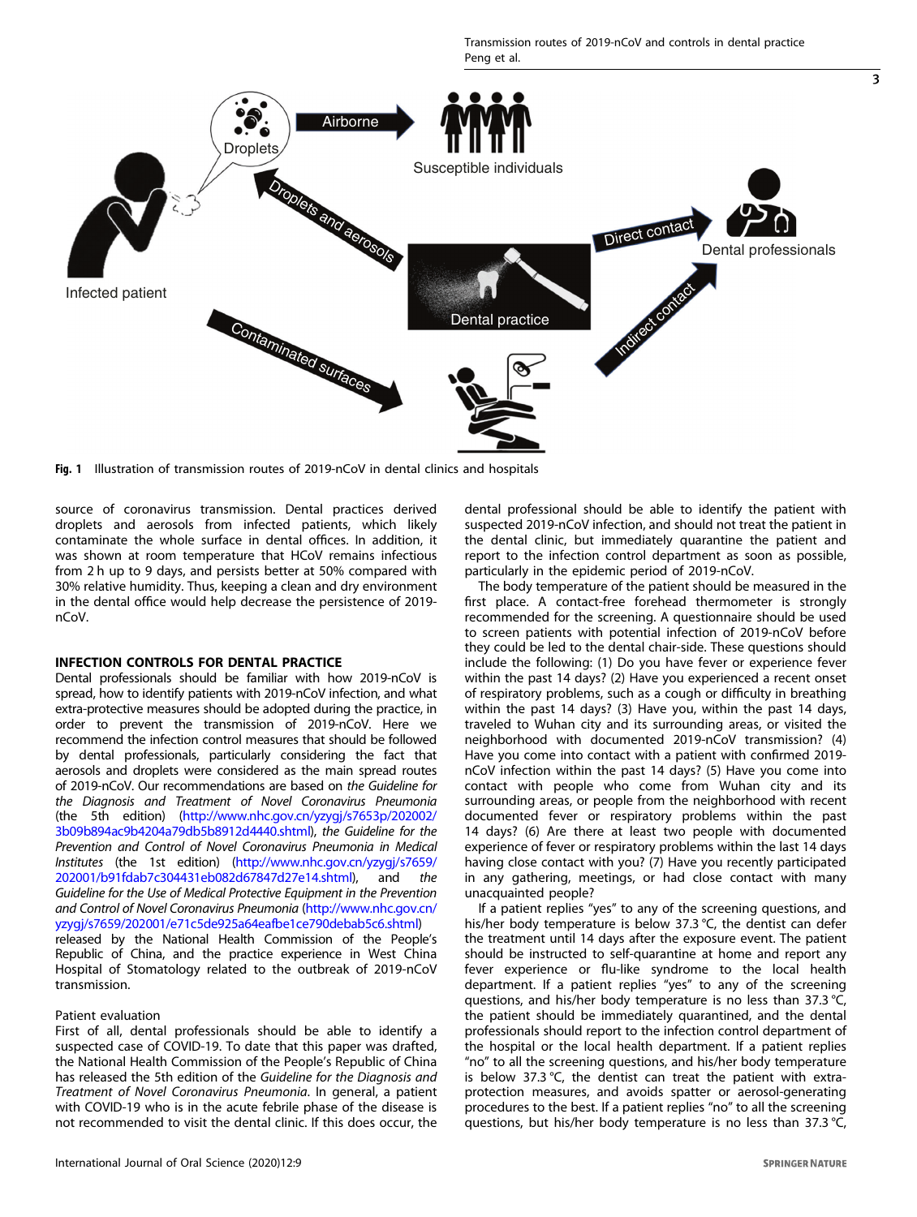Fig. 1 Illustration of transmission routes of 2019-nCoV in dental clinics and hospitals

source of coronavirus transmission. Dental practices derived droplets and aerosols from infected patients, which likely contaminate the whole surface in dental offices. In addition, it was shown at room temperature that HCoV remains infectious from 2 h up to 9 days, and persists better at 50% compared with 30% relative humidity. Thus, keeping a clean and dry environment in the dental office would help decrease the persistence of 2019-nCoV.

## INFECTION CONTROLS FOR DENTAL PRACTICE

Dental professionals should be familiar with how 2019-nCoV is spread, how to identify patients with 2019-nCoV infection, and what extra-protective measures should be adopted during the practice, in order to prevent the transmission of 2019-nCoV. Here we recommend the infection control measures that should be followed by dental professionals, particularly considering the fact that aerosols and droplets were considered as the main spread routes of 2019-nCoV. Our recommendations are based on *the Guideline for the Diagnosis and Treatment of Novel Coronavirus Pneumonia* (the 5th edition) (http://www.nhc.gov.cn/yzygj/s7653p/202002/3b09b894ac9b4204a79db5b8912d4440.shtml), *the Guideline for the Prevention and Control of Novel Coronavirus Pneumonia in Medical Institutes* (the 1st edition) (http://www.nhc.gov.cn/yzygj/s7659/202001/b91fdab7c304431eb082d67847d27e14.shtml), and *the Guideline for the Use of Medical Protective Equipment in the Prevention and Control of Novel Coronavirus Pneumonia* (http://www.nhc.gov.cn/yzygj/s7659/202001/e71c5de925a64eafbe1ce790debab5c6.shtml) released by the National Health Commission of the People's Republic of China, and the practice experience in West China Hospital of Stomatology related to the outbreak of 2019-nCoV transmission.

### Patient evaluation

First of all, dental professionals should be able to identify a suspected case of COVID-19. To date that this paper was drafted, the National Health Commission of the People's Republic of China has released the 5th edition of the *Guideline for the Diagnosis and Treatment of Novel Coronavirus Pneumonia*. In general, a patient with COVID-19 who is in the acute febrile phase of the disease is not recommended to visit the dental clinic. If this does occur, the dental professional should be able to identify the patient with suspected 2019-nCoV infection, and should not treat the patient in the dental clinic, but immediately quarantine the patient and report to the infection control department as soon as possible, particularly in the epidemic period of 2019-nCoV.

The body temperature of the patient should be measured in the first place. A contact-free forehead thermometer is strongly recommended for the screening. A questionnaire should be used to screen patients with potential infection of 2019-nCoV before they could be led to the dental chair-side. These questions should include the following: (1) Do you have fever or experience fever within the past 14 days? (2) Have you experienced a recent onset of respiratory problems, such as a cough or difficulty in breathing within the past 14 days? (3) Have you, within the past 14 days, traveled to Wuhan city and its surrounding areas, or visited the neighborhood with documented 2019-nCoV transmission? (4) Have you come into contact with a patient with confirmed 2019-nCoV infection within the past 14 days? (5) Have you come into contact with people who come from Wuhan city and its surrounding areas, or people from the neighborhood with recent documented fever or respiratory problems within the past 14 days? (6) Are there at least two people with documented experience of fever or respiratory problems within the last 14 days having close contact with you? (7) Have you recently participated in any gathering, meetings, or had close contact with many unacquainted people?

If a patient replies "yes" to any of the screening questions, and his/her body temperature is below 37.3 °C, the dentist can defer the treatment until 14 days after the exposure event. The patient should be instructed to self-quarantine at home and report any fever experience or flu-like syndrome to the local health department. If a patient replies "yes" to any of the screening questions, and his/her body temperature is no less than 37.3 °C, the patient should be immediately quarantined, and the dental professionals should report to the infection control department of the hospital or the local health department. If a patient replies "no" to all the screening questions, and his/her body temperature is below 37.3 °C, the dentist can treat the patient with extra-protection measures, and avoids spatter or aerosol-generating procedures to the best. If a patient replies "no" to all the screening questions, but his/her body temperature is no less than 37.3 °C,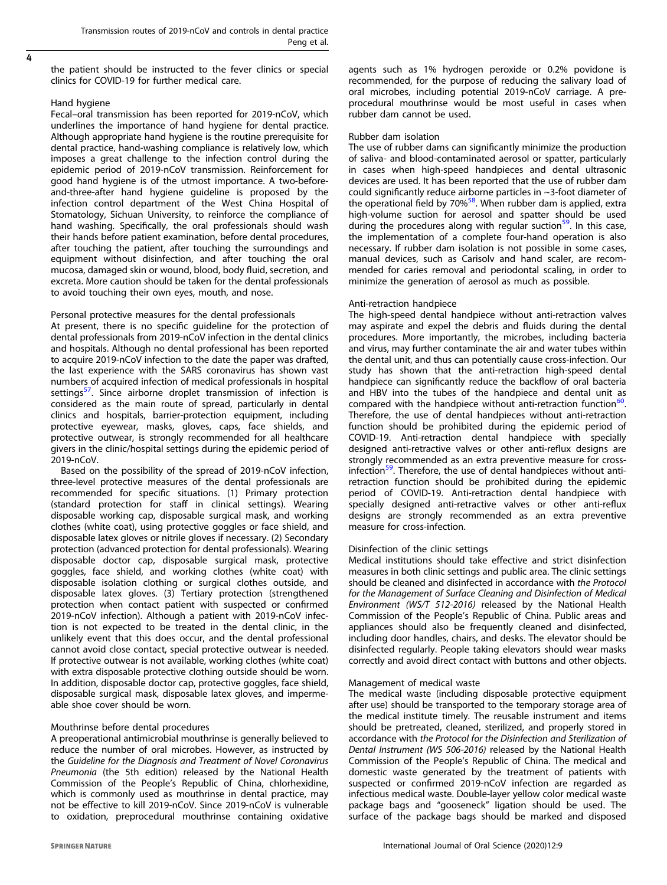the patient should be instructed to the fever clinics or special clinics for COVID-19 for further medical care.

### Hand hygiene

Fecal–oral transmission has been reported for 2019-nCoV, which underlines the importance of hand hygiene for dental practice. Although appropriate hand hygiene is the routine prerequisite for dental practice, hand-washing compliance is relatively low, which imposes a great challenge to the infection control during the epidemic period of 2019-nCoV transmission. Reinforcement for good hand hygiene is of the utmost importance. A two-before-and-three-after hand hygiene guideline is proposed by the infection control department of the West China Hospital of Stomatology, Sichuan University, to reinforce the compliance of hand washing. Specifically, the oral professionals should wash their hands before patient examination, before dental procedures, after touching the patient, after touching the surroundings and equipment without disinfection, and after touching the oral mucosa, damaged skin or wound, blood, body fluid, secretion, and excreta. More caution should be taken for the dental professionals to avoid touching their own eyes, mouth, and nose.

### Personal protective measures for the dental professionals

At present, there is no specific guideline for the protection of dental professionals from 2019-nCoV infection in the dental clinics and hospitals. Although no dental professional has been reported to acquire 2019-nCoV infection to the date the paper was drafted, the last experience with the SARS coronavirus has shown vast numbers of acquired infection of medical professionals in hospital settings[57]. Since airborne droplet transmission of infection is considered as the main route of spread, particularly in dental clinics and hospitals, barrier-protection equipment, including protective eyewear, masks, gloves, caps, face shields, and protective outwear, is strongly recommended for all healthcare givers in the clinic/hospital settings during the epidemic period of 2019-nCoV.

Based on the possibility of the spread of 2019-nCoV infection, three-level protective measures of the dental professionals are recommended for specific situations. (1) Primary protection (standard protection for staff in clinical settings). Wearing disposable working cap, disposable surgical mask, and working clothes (white coat), using protective goggles or face shield, and disposable latex gloves or nitrile gloves if necessary. (2) Secondary protection (advanced protection for dental professionals). Wearing disposable doctor cap, disposable surgical mask, protective goggles, face shield, and working clothes (white coat) with disposable isolation clothing or surgical clothes outside, and disposable latex gloves. (3) Tertiary protection (strengthened protection when contact patient with suspected or confirmed 2019-nCoV infection). Although a patient with 2019-nCoV infection is not expected to be treated in the dental clinic, in the unlikely event that this does occur, and the dental professional cannot avoid close contact, special protective outwear is needed. If protective outwear is not available, working clothes (white coat) with extra disposable protective clothing outside should be worn. In addition, disposable doctor cap, protective goggles, face shield, disposable surgical mask, disposable latex gloves, and impermeable shoe cover should be worn.

### Mouthrinse before dental procedures

A preoperational antimicrobial mouthrinse is generally believed to reduce the number of oral microbes. However, as instructed by the *Guideline for the Diagnosis and Treatment of Novel Coronavirus Pneumonia* (the 5th edition) released by the National Health Commission of the People's Republic of China, chlorhexidine, which is commonly used as mouthrinse in dental practice, may not be effective to kill 2019-nCoV. Since 2019-nCoV is vulnerable to oxidation, preprocedural mouthrinse containing oxidative agents such as 1% hydrogen peroxide or 0.2% povidone is recommended, for the purpose of reducing the salivary load of oral microbes, including potential 2019-nCoV carriage. A preprocedural mouthrinse would be most useful in cases when rubber dam cannot be used.

### Rubber dam isolation

The use of rubber dams can significantly minimize the production of saliva- and blood-contaminated aerosol or spatter, particularly in cases when high-speed handpieces and dental ultrasonic devices are used. It has been reported that the use of rubber dam could significantly reduce airborne particles in ~3-foot diameter of the operational field by 70%[58]. When rubber dam is applied, extra high-volume suction for aerosol and spatter should be used during the procedures along with regular suction[59]. In this case, the implementation of a complete four-hand operation is also necessary. If rubber dam isolation is not possible in some cases, manual devices, such as Carisolv and hand scaler, are recommended for caries removal and periodontal scaling, in order to minimize the generation of aerosol as much as possible.

### Anti-retraction handpiece

The high-speed dental handpiece without anti-retraction valves may aspirate and expel the debris and fluids during the dental procedures. More importantly, the microbes, including bacteria and virus, may further contaminate the air and water tubes within the dental unit, and thus can potentially cause cross-infection. Our study has shown that the anti-retraction high-speed dental handpiece can significantly reduce the backflow of oral bacteria and HBV into the tubes of the handpiece and dental unit as compared with the handpiece without anti-retraction function[60]. Therefore, the use of dental handpieces without anti-retraction function should be prohibited during the epidemic period of COVID-19. Anti-retraction dental handpiece with specially designed anti-retractive valves or other anti-reflux designs are strongly recommended as an extra preventive measure for cross-infection[59]. Therefore, the use of dental handpieces without anti-retraction function should be prohibited during the epidemic period of COVID-19. Anti-retraction dental handpiece with specially designed anti-retractive valves or other anti-reflux designs are strongly recommended as an extra preventive measure for cross-infection.

### Disinfection of the clinic settings

Medical institutions should take effective and strict disinfection measures in both clinic settings and public area. The clinic settings should be cleaned and disinfected in accordance with *the Protocol for the Management of Surface Cleaning and Disinfection of Medical Environment (WS/T 512-2016)* released by the National Health Commission of the People's Republic of China. Public areas and appliances should also be frequently cleaned and disinfected, including door handles, chairs, and desks. The elevator should be disinfected regularly. People taking elevators should wear masks correctly and avoid direct contact with buttons and other objects.

### Management of medical waste

The medical waste (including disposable protective equipment after use) should be transported to the temporary storage area of the medical institute timely. The reusable instrument and items should be pretreated, cleaned, sterilized, and properly stored in accordance with *the Protocol for the Disinfection and Sterilization of Dental Instrument (WS 506-2016)* released by the National Health Commission of the People's Republic of China. The medical and domestic waste generated by the treatment of patients with suspected or confirmed 2019-nCoV infection are regarded as infectious medical waste. Double-layer yellow color medical waste package bags and "gooseneck" ligation should be used. The surface of the package bags should be marked and disposed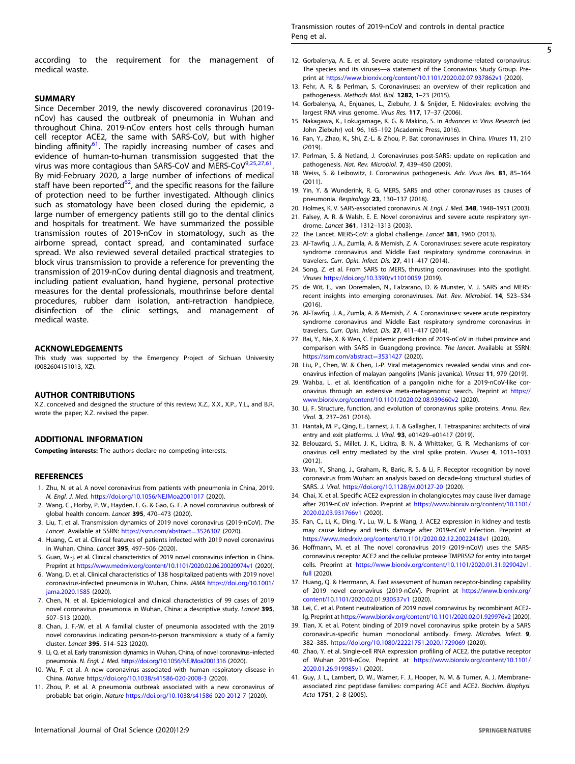according to the requirement for the management of medical waste.

## SUMMARY

Since December 2019, the newly discovered coronavirus (2019-nCov) has caused the outbreak of pneumonia in Wuhan and throughout China. 2019-nCov enters host cells through human cell receptor ACE2, the same with SARS-CoV, but with higher binding affinity[61]. The rapidly increasing number of cases and evidence of human-to-human transmission suggested that the virus was more contagious than SARS-CoV and MERS-CoV[9,25,27,61]. By mid-February 2020, a large number of infections of medical staff have been reported[62], and the specific reasons for the failure of protection need to be further investigated. Although clinics such as stomatology have been closed during the epidemic, a large number of emergency patients still go to the dental clinics and hospitals for treatment. We have summarized the possible transmission routes of 2019-nCov in stomatology, such as the airborne spread, contact spread, and contaminated surface spread. We also reviewed several detailed practical strategies to block virus transmission to provide a reference for preventing the transmission of 2019-nCov during dental diagnosis and treatment, including patient evaluation, hand hygiene, personal protective measures for the dental professionals, mouthrinse before dental procedures, rubber dam isolation, anti-retraction handpiece, disinfection of the clinic settings, and management of medical waste.

## ACKNOWLEDGEMENTS

This study was supported by the Emergency Project of Sichuan University (0082604151013, XZ).

## AUTHOR CONTRIBUTIONS

X.Z. conceived and designed the structure of this review; X.Z., X.X., X.P., Y.L., and B.R. wrote the paper; X.Z. revised the paper.

## ADDITIONAL INFORMATION

**Competing interests:** The authors declare no competing interests.

## REFERENCES

1. Zhu, N. et al. A novel coronavirus from patients with pneumonia in China, 2019. *N. Engl. J. Med.* https://doi.org/10.1056/NEJMoa2001017 (2020).
2. Wang, C., Horby, P. W., Hayden, F. G. & Gao, G. F. A novel coronavirus outbreak of global health concern. *Lancet* **395**, 470–473 (2020).
3. Liu, T. et al. Transmission dynamics of 2019 novel coronavirus (2019-nCoV). *The Lancet*. Available at SSRN: https://ssrn.com/abstract=3526307 (2020).
4. Huang, C. et al. Clinical features of patients infected with 2019 novel coronavirus in Wuhan, China. *Lancet* **395**, 497–506 (2020).
5. Guan, W.-j. et al. Clinical characteristics of 2019 novel coronavirus infection in China. Preprint at https://www.medrxiv.org/content/10.1101/2020.02.06.20020974v1 (2020).
6. Wang, D. et al. Clinical characteristics of 138 hospitalized patients with 2019 novel coronavirus-infected pneumonia in Wuhan, China. *JAMA* https://doi.org/10.1001/jama.2020.1585 (2020).
7. Chen, N. et al. Epidemiological and clinical characteristics of 99 cases of 2019 novel coronavirus pneumonia in Wuhan, China: a descriptive study. *Lancet* **395**, 507–513 (2020).
8. Chan, J. F.-W. et al. A familial cluster of pneumonia associated with the 2019 novel coronavirus indicating person-to-person transmission: a study of a family cluster. *Lancet* **395**, 514–523 (2020).
9. Li, Q. et al. Early transmission dynamics in Wuhan, China, of novel coronavirus–infected pneumonia. *N. Engl. J. Med.* https://doi.org/10.1056/NEJMoa2001316 (2020).
10. Wu, F. et al. A new coronavirus associated with human respiratory disease in China. *Nature* https://doi.org/10.1038/s41586-020-2008-3 (2020).
11. Zhou, P. et al. A pneumonia outbreak associated with a new coronavirus of probable bat origin. *Nature* https://doi.org/10.1038/s41586-020-2012-7 (2020).
12. Gorbalenya, A. E. et al. Severe acute respiratory syndrome-related coronavirus: The species and its viruses—a statement of the Coronavirus Study Group. Preprint at https://www.biorxiv.org/content/10.1101/2020.02.07.937862v1 (2020).
13. Fehr, A. R. & Perlman, S. Coronaviruses: an overview of their replication and pathogenesis. *Methods Mol. Biol.* **1282**, 1–23 (2015).
14. Gorbalenya, A., Enjuanes, L., Ziebuhr, J. & Snijder, E. Nidovirales: evolving the largest RNA virus genome. *Virus Res.* **117**, 17–37 (2006).
15. Nakagawa, K., Lokugamage, K. G. & Makino, S. in *Advances in Virus Research* (ed John Ziebuhr) vol. 96, 165–192 (Academic Press, 2016).
16. Fan, Y., Zhao, K., Shi, Z.-L. & Zhou, P. Bat coronaviruses in China. *Viruses* **11**, 210 (2019).
17. Perlman, S. & Netland, J. Coronaviruses post-SARS: update on replication and pathogenesis. *Nat. Rev. Microbiol.* **7**, 439–450 (2009).
18. Weiss, S. & Leibowitz, J. Coronavirus pathogenesis. *Adv. Virus Res.* **81**, 85–164 (2011).
19. Yin, Y. & Wunderink, R. G. MERS, SARS and other coronaviruses as causes of pneumonia. *Respirology* **23**, 130–137 (2018).
20. Holmes, K. V. SARS-associated coronavirus. *N. Engl. J. Med.* **348**, 1948–1951 (2003).
21. Falsey, A. R. & Walsh, E. E. Novel coronavirus and severe acute respiratory syndrome. *Lancet* **361**, 1312–1313 (2003).
22. The Lancet. MERS-CoV: a global challenge. *Lancet* **381**, 1960 (2013).
23. Al-Tawfiq, J. A., Zumla, A. & Memish, Z. A. Coronaviruses: severe acute respiratory syndrome coronavirus and Middle East respiratory syndrome coronavirus in travelers. *Curr. Opin. Infect. Dis.* **27**, 411–417 (2014).
24. Song, Z. et al. From SARS to MERS, thrusting coronaviruses into the spotlight. *Viruses* https://doi.org/10.3390/v11010059 (2019).
25. de Wit, E., van Doremalen, N., Falzarano, D. & Munster, V. J. SARS and MERS: recent insights into emerging coronaviruses. *Nat. Rev. Microbiol.* **14**, 523–534 (2016).
26. Al-Tawfiq, J. A., Zumla, A. & Memish, Z. A. Coronaviruses: severe acute respiratory syndrome coronavirus and Middle East respiratory syndrome coronavirus in travelers. *Curr. Opin. Infect. Dis.* **27**, 411–417 (2014).
27. Bai, Y., Nie, X. & Wen, C. Epidemic prediction of 2019-nCoV in Hubei province and comparison with SARS in Guangdong province. *The lancet*. Available at SSRN: https://ssrn.com/abstract=3531427 (2020).
28. Liu, P., Chen, W. & Chen, J.-P. Viral metagenomics revealed sendai virus and coronavirus infection of malayan pangolins (Manis javanica). *Viruses* **11**, 979 (2019).
29. Wahba, L. et al. Identification of a pangolin niche for a 2019-nCoV-like coronavirus through an extensive meta-metagenomic search. Preprint at https://www.biorxiv.org/content/10.1101/2020.02.08.939660v2 (2020).
30. Li, F. Structure, function, and evolution of coronavirus spike proteins. *Annu. Rev. Virol.* **3**, 237–261 (2016).
31. Hantak, M. P., Qing, E., Earnest, J. T. & Gallagher, T. Tetraspanins: architects of viral entry and exit platforms. *J. Virol.* **93**, e01429–e01417 (2019).
32. Belouzard, S., Millet, J. K., Licitra, B. N. & Whittaker, G. R. Mechanisms of coronavirus cell entry mediated by the viral spike protein. *Viruses* **4**, 1011–1033 (2012).
33. Wan, Y., Shang, J., Graham, R., Baric, R. S. & Li, F. Receptor recognition by novel coronavirus from Wuhan: an analysis based on decade-long structural studies of SARS. *J. Virol.* https://doi.org/10.1128/jvi.00127-20 (2020).
34. Chai, X. et al. Specific ACE2 expression in cholangiocytes may cause liver damage after 2019-nCoV infection. Preprint at https://www.biorxiv.org/content/10.1101/2020.02.03.931766v1 (2020).
35. Fan, C., Li, K., Ding, Y., Lu, W. L. & Wang, J. ACE2 expression in kidney and testis may cause kidney and testis damage after 2019-nCoV infection. Preprint at https://www.medrxiv.org/content/10.1101/2020.02.12.20022418v1 (2020).
36. Hoffmann, M. et al. The novel coronavirus 2019 (2019-nCoV) uses the SARS-coronavirus receptor ACE2 and the cellular protease TMPRSS2 for entry into target cells. Preprint at https://www.biorxiv.org/content/10.1101/2020.01.31.929042v1.full (2020).
37. Huang, Q. & Herrmann, A. Fast assessment of human receptor-binding capability of 2019 novel coronavirus (2019-nCoV). Preprint at https://www.biorxiv.org/content/10.1101/2020.02.01.930537v1 (2020).
38. Lei, C. et al. Potent neutralization of 2019 novel coronavirus by recombinant ACE2-Ig. Preprint at https://www.biorxiv.org/content/10.1101/2020.02.01.929976v2 (2020).
39. Tian, X. et al. Potent binding of 2019 novel coronavirus spike protein by a SARS coronavirus-specific human monoclonal antibody. *Emerg. Microbes. Infect.* **9**, 382–385. https://doi.org/10.1080/22221751.2020.1729069 (2020).
40. Zhao, Y. et al. Single-cell RNA expression profiling of ACE2, the putative receptor of Wuhan 2019-nCov. Preprint at https://www.biorxiv.org/content/10.1101/2020.01.26.919985v1 (2020).
41. Guy, J. L., Lambert, D. W., Warner, F. J., Hooper, N. M. & Turner, A. J. Membrane-associated zinc peptidase families: comparing ACE and ACE2. *Biochim. Biophysi. Acta* **1751**, 2–8 (2005).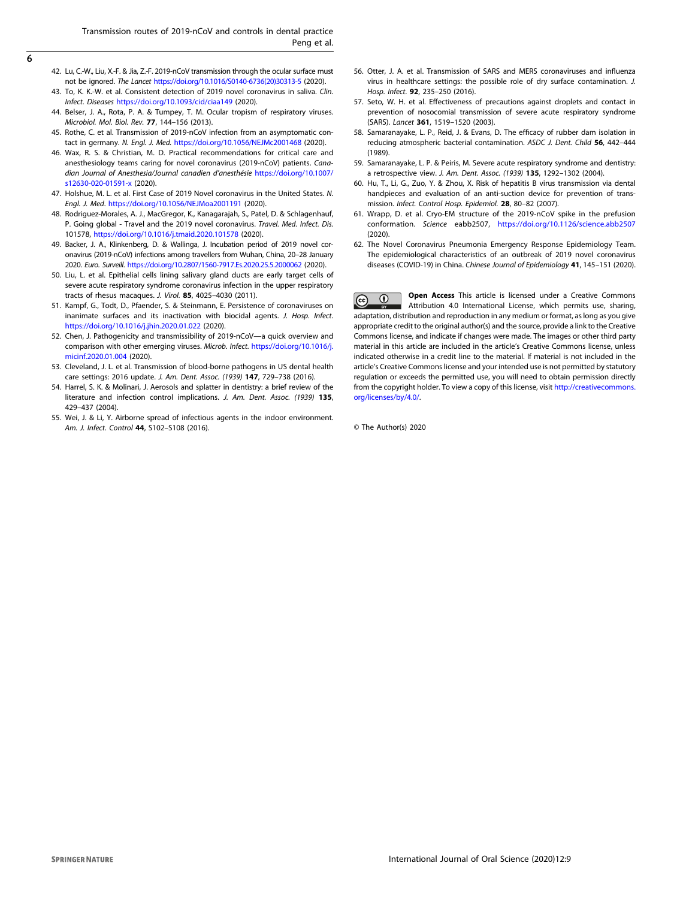42. Lu, C.-W., Liu, X.-F. & Jia, Z.-F. 2019-nCoV transmission through the ocular surface must not be ignored. *The Lancet* https://doi.org/10.1016/S0140-6736(20)30313-5 (2020).
43. To, K. K.-W. et al. Consistent detection of 2019 novel coronavirus in saliva. *Clin. Infect. Diseases* https://doi.org/10.1093/cid/ciaa149 (2020).
44. Belser, J. A., Rota, P. A. & Tumpey, T. M. Ocular tropism of respiratory viruses. *Microbiol. Mol. Biol. Rev.* **77**, 144–156 (2013).
45. Rothe, C. et al. Transmission of 2019-nCoV infection from an asymptomatic contact in germany. *N. Engl. J. Med.* https://doi.org/10.1056/NEJMc2001468 (2020).
46. Wax, R. S. & Christian, M. D. Practical recommendations for critical care and anesthesiology teams caring for novel coronavirus (2019-nCoV) patients. *Canadian Journal of Anesthesia/Journal canadien d'anesthésie* https://doi.org/10.1007/s12630-020-01591-x (2020).
47. Holshue, M. L. et al. First Case of 2019 Novel coronavirus in the United States. *N. Engl. J. Med*. https://doi.org/10.1056/NEJMoa2001191 (2020).
48. Rodriguez-Morales, A. J., MacGregor, K., Kanagarajah, S., Patel, D. & Schlagenhauf, P. Going global - Travel and the 2019 novel coronavirus. *Travel. Med. Infect. Dis.* 101578, https://doi.org/10.1016/j.tmaid.2020.101578 (2020).
49. Backer, J. A., Klinkenberg, D. & Wallinga, J. Incubation period of 2019 novel coronavirus (2019-nCoV) infections among travellers from Wuhan, China, 20–28 January 2020. *Euro. Surveill.* https://doi.org/10.2807/1560-7917.Es.2020.25.5.2000062 (2020).
50. Liu, L. et al. Epithelial cells lining salivary gland ducts are early target cells of severe acute respiratory syndrome coronavirus infection in the upper respiratory tracts of rhesus macaques. *J. Virol.* **85**, 4025–4030 (2011).
51. Kampf, G., Todt, D., Pfaender, S. & Steinmann, E. Persistence of coronaviruses on inanimate surfaces and its inactivation with biocidal agents. *J. Hosp. Infect*. https://doi.org/10.1016/j.jhin.2020.01.022 (2020).
52. Chen, J. Pathogenicity and transmissibility of 2019-nCoV—a quick overview and comparison with other emerging viruses. *Microb. Infect.* https://doi.org/10.1016/j.micinf.2020.01.004 (2020).
53. Cleveland, J. L. et al. Transmission of blood-borne pathogens in US dental health care settings: 2016 update. *J. Am. Dent. Assoc. (1939)* **147**, 729–738 (2016).
54. Harrel, S. K. & Molinari, J. Aerosols and splatter in dentistry: a brief review of the literature and infection control implications. *J. Am. Dent. Assoc. (1939)* **135**, 429–437 (2004).
55. Wei, J. & Li, Y. Airborne spread of infectious agents in the indoor environment. *Am. J. Infect. Control* **44**, S102–S108 (2016).
56. Otter, J. A. et al. Transmission of SARS and MERS coronaviruses and influenza virus in healthcare settings: the possible role of dry surface contamination. *J. Hosp. Infect.* **92**, 235–250 (2016).
57. Seto, W. H. et al. Effectiveness of precautions against droplets and contact in prevention of nosocomial transmission of severe acute respiratory syndrome (SARS). *Lancet* **361**, 1519–1520 (2003).
58. Samaranayake, L. P., Reid, J. & Evans, D. The efficacy of rubber dam isolation in reducing atmospheric bacterial contamination. *ASDC J. Dent. Child* **56**, 442–444 (1989).
59. Samaranayake, L. P. & Peiris, M. Severe acute respiratory syndrome and dentistry: a retrospective view. *J. Am. Dent. Assoc. (1939)* **135**, 1292–1302 (2004).
60. Hu, T., Li, G., Zuo, Y. & Zhou, X. Risk of hepatitis B virus transmission via dental handpieces and evaluation of an anti-suction device for prevention of transmission. *Infect. Control Hosp. Epidemiol.* **28**, 80–82 (2007).
61. Wrapp, D. et al. Cryo-EM structure of the 2019-nCoV spike in the prefusion conformation. *Science* eabb2507, https://doi.org/10.1126/science.abb2507 (2020).
62. The Novel Coronavirus Pneumonia Emergency Response Epidemiology Team. The epidemiological characteristics of an outbreak of 2019 novel coronavirus diseases (COVID-19) in China. *Chinese Journal of Epidemiology* **41**, 145–151 (2020).

**Open Access** This article is licensed under a Creative Commons Attribution 4.0 International License, which permits use, sharing, adaptation, distribution and reproduction in any medium or format, as long as you give appropriate credit to the original author(s) and the source, provide a link to the Creative Commons license, and indicate if changes were made. The images or other third party material in this article are included in the article's Creative Commons license, unless indicated otherwise in a credit line to the material. If material is not included in the article's Creative Commons license and your intended use is not permitted by statutory regulation or exceeds the permitted use, you will need to obtain permission directly from the copyright holder. To view a copy of this license, visit http://creativecommons.org/licenses/by/4.0/.

© The Author(s) 2020